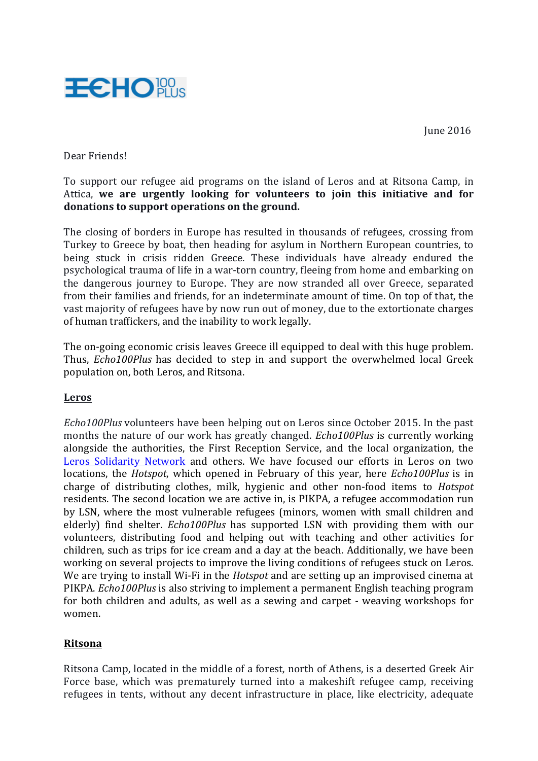ECHO 100 PLUS

June 2016

Dear Friends!

To support our refugee aid programs on the island of Leros and at Ritsona Camp, in Attica, **we are urgently looking for volunteers to join this initiative and for donations to support operations on the ground.**

The closing of borders in Europe has resulted in thousands of refugees, crossing from Turkey to Greece by boat, then heading for asylum in Northern European countries, to being stuck in crisis ridden Greece. These individuals have already endured the psychological trauma of life in a war-torn country, fleeing from home and embarking on the dangerous journey to Europe. They are now stranded all over Greece, separated from their families and friends, for an indeterminate amount of time. On top of that, the vast majority of refugees have by now run out of money, due to the extortionate charges of human traffickers, and the inability to work legally.

The on-going economic crisis leaves Greece ill equipped to deal with this huge problem. Thus, *Echo100Plus* has decided to step in and support the overwhelmed local Greek population on, both Leros, and Ritsona.

## Leros

*Echo100Plus* volunteers have been helping out on Leros since October 2015. In the past months the nature of our work has greatly changed. *Echo100Plus* is currently working alongside the authorities, the First Reception Service, and the local organization, the Leros Solidarity Network and others. We have focused our efforts in Leros on two locations, the *Hotspot*, which opened in February of this year, here *Echo100Plus* is in charge of distributing clothes, milk, hygienic and other non-food items to *Hotspot* residents. The second location we are active in, is PIKPA, a refugee accommodation run by LSN, where the most vulnerable refugees (minors, women with small children and elderly) find shelter. *Echo100Plus* has supported LSN with providing them with our volunteers, distributing food and helping out with teaching and other activities for children, such as trips for ice cream and a day at the beach. Additionally, we have been working on several projects to improve the living conditions of refugees stuck on Leros. We are trying to install Wi-Fi in the *Hotspot* and are setting up an improvised cinema at PIKPA. *Echo100Plus* is also striving to implement a permanent English teaching program for both children and adults, as well as a sewing and carpet - weaving workshops for women.

## Ritsona

Ritsona Camp, located in the middle of a forest, north of Athens, is a deserted Greek Air Force base, which was prematurely turned into a makeshift refugee camp, receiving refugees in tents, without any decent infrastructure in place, like electricity, adequate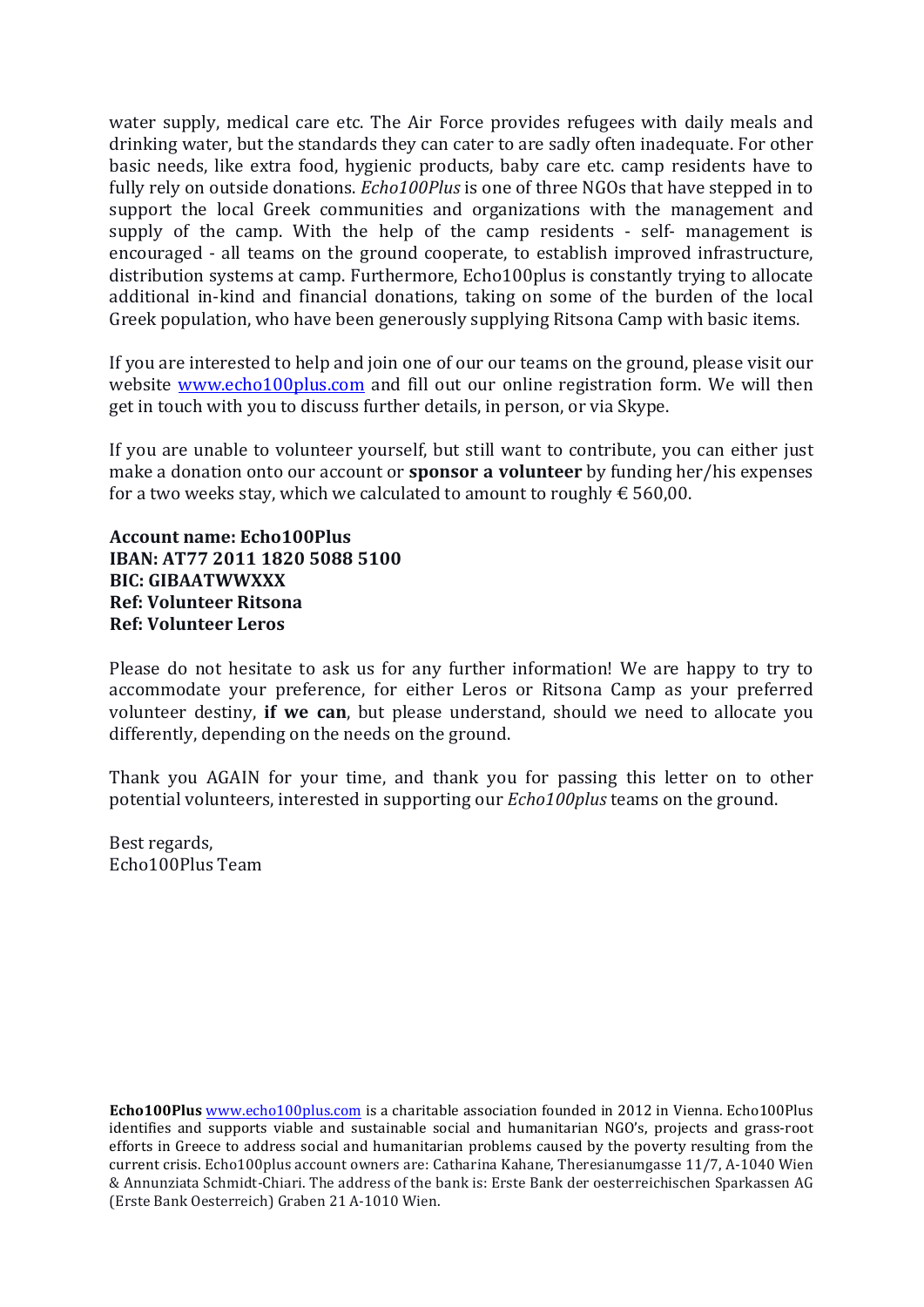water supply, medical care etc. The Air Force provides refugees with daily meals and drinking water, but the standards they can cater to are sadly often inadequate. For other basic needs, like extra food, hygienic products, baby care etc. camp residents have to fully rely on outside donations. *Echo100Plus* is one of three NGOs that have stepped in to support the local Greek communities and organizations with the management and supply of the camp. With the help of the camp residents - self- management is encouraged - all teams on the ground cooperate, to establish improved infrastructure, distribution systems at camp. Furthermore, Echo100plus is constantly trying to allocate additional in-kind and financial donations, taking on some of the burden of the local Greek population, who have been generously supplying Ritsona Camp with basic items.

If you are interested to help and join one of our our teams on the ground, please visit our website [www.echo100plus.com](http://www.echo100plus.com) and fill out our online registration form. We will then get in touch with you to discuss further details, in person, or via Skype.

If you are unable to volunteer yourself, but still want to contribute, you can either just make a donation onto our account or **sponsor a volunteer** by funding her/his expenses for a two weeks stay, which we calculated to amount to roughly € 560,00.

**Account name: Echo100Plus**
**IBAN: AT77 2011 1820 5088 5100**
**BIC: GIBAATWWXXX**
**Ref: Volunteer Ritsona**
**Ref: Volunteer Leros**

Please do not hesitate to ask us for any further information! We are happy to try to accommodate your preference, for either Leros or Ritsona Camp as your preferred volunteer destiny, **if we can**, but please understand, should we need to allocate you differently, depending on the needs on the ground.

Thank you AGAIN for your time, and thank you for passing this letter on to other potential volunteers, interested in supporting our *Echo100plus* teams on the ground.

Best regards,
Echo100Plus Team

**Echo100Plus** [www.echo100plus.com](http://www.echo100plus.com) is a charitable association founded in 2012 in Vienna. Echo100Plus identifies and supports viable and sustainable social and humanitarian NGO's, projects and grass-root efforts in Greece to address social and humanitarian problems caused by the poverty resulting from the current crisis. Echo100plus account owners are: Catharina Kahane, Theresianumgasse 11/7, A-1040 Wien & Annunziata Schmidt-Chiari. The address of the bank is: Erste Bank der oesterreichischen Sparkassen AG (Erste Bank Oesterreich) Graben 21 A-1010 Wien.